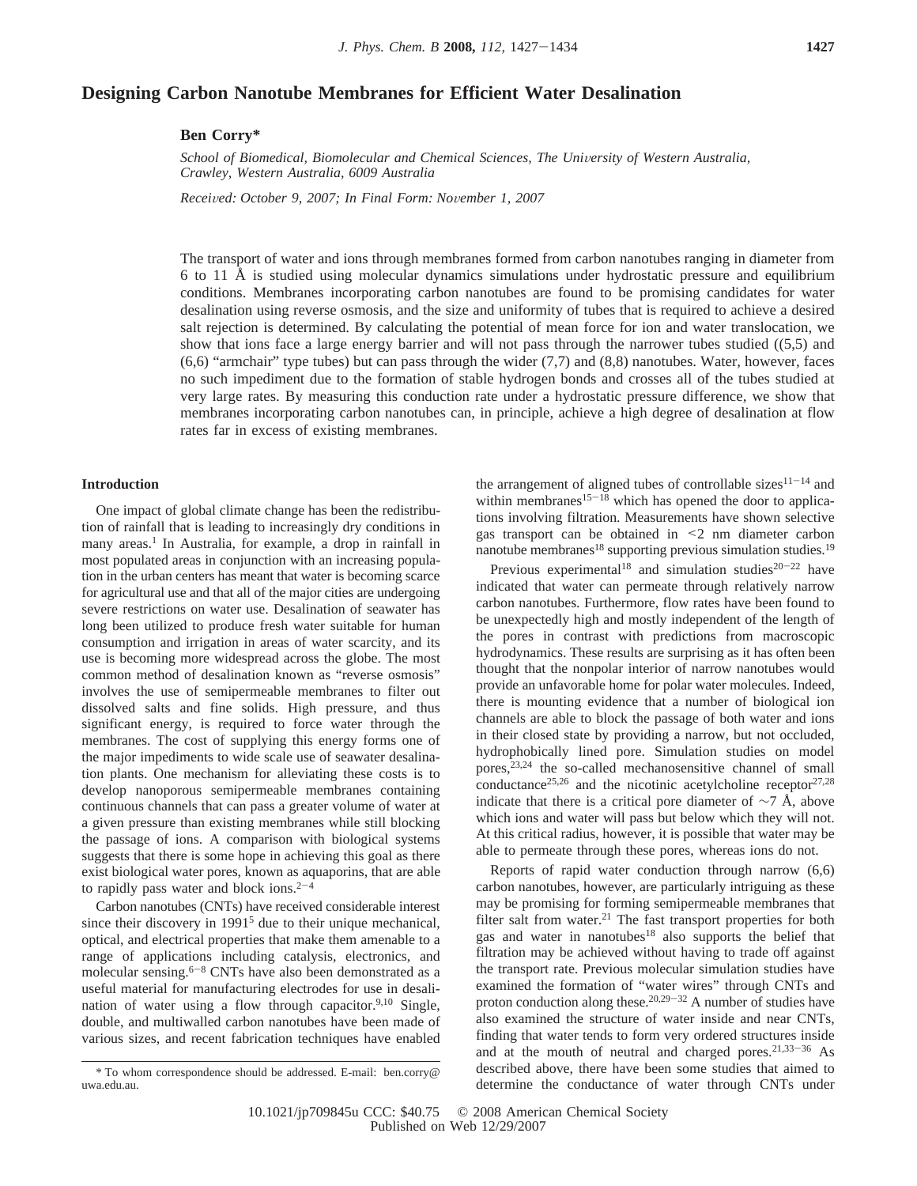# Designing Carbon Nanotube Membranes for Efficient Water Desalination

**Ben Corry***

*School of Biomedical, Biomolecular and Chemical Sciences, The University of Western Australia, Crawley, Western Australia, 6009 Australia*

*Received: October 9, 2007; In Final Form: November 1, 2007*

The transport of water and ions through membranes formed from carbon nanotubes ranging in diameter from 6 to 11 Å is studied using molecular dynamics simulations under hydrostatic pressure and equilibrium conditions. Membranes incorporating carbon nanotubes are found to be promising candidates for water desalination using reverse osmosis, and the size and uniformity of tubes that is required to achieve a desired salt rejection is determined. By calculating the potential of mean force for ion and water translocation, we show that ions face a large energy barrier and will not pass through the narrower tubes studied ((5,5) and (6,6) "armchair" type tubes) but can pass through the wider (7,7) and (8,8) nanotubes. Water, however, faces no such impediment due to the formation of stable hydrogen bonds and crosses all of the tubes studied at very large rates. By measuring this conduction rate under a hydrostatic pressure difference, we show that membranes incorporating carbon nanotubes can, in principle, achieve a high degree of desalination at flow rates far in excess of existing membranes.

### Introduction

One impact of global climate change has been the redistribution of rainfall that is leading to increasingly dry conditions in many areas.[1] In Australia, for example, a drop in rainfall in most populated areas in conjunction with an increasing population in the urban centers has meant that water is becoming scarce for agricultural use and that all of the major cities are undergoing severe restrictions on water use. Desalination of seawater has long been utilized to produce fresh water suitable for human consumption and irrigation in areas of water scarcity, and its use is becoming more widespread across the globe. The most common method of desalination known as "reverse osmosis" involves the use of semipermeable membranes to filter out dissolved salts and fine solids. High pressure, and thus significant energy, is required to force water through the membranes. The cost of supplying this energy forms one of the major impediments to wide scale use of seawater desalination plants. One mechanism for alleviating these costs is to develop nanoporous semipermeable membranes containing continuous channels that can pass a greater volume of water at a given pressure than existing membranes while still blocking the passage of ions. A comparison with biological systems suggests that there is some hope in achieving this goal as there exist biological water pores, known as aquaporins, that are able to rapidly pass water and block ions.[2−4]

Carbon nanotubes (CNTs) have received considerable interest since their discovery in 1991[5] due to their unique mechanical, optical, and electrical properties that make them amenable to a range of applications including catalysis, electronics, and molecular sensing.[6−8] CNTs have also been demonstrated as a useful material for manufacturing electrodes for use in desalination of water using a flow through capacitor.[9,10] Single, double, and multiwalled carbon nanotubes have been made of various sizes, and recent fabrication techniques have enabled the arrangement of aligned tubes of controllable sizes[11−14] and within membranes[15−18] which has opened the door to applications involving filtration. Measurements have shown selective gas transport can be obtained in <2 nm diameter carbon nanotube membranes[18] supporting previous simulation studies.[19]

Previous experimental[18] and simulation studies[20−22] have indicated that water can permeate through relatively narrow carbon nanotubes. Furthermore, flow rates have been found to be unexpectedly high and mostly independent of the length of the pores in contrast with predictions from macroscopic hydrodynamics. These results are surprising as it has often been thought that the nonpolar interior of narrow nanotubes would provide an unfavorable home for polar water molecules. Indeed, there is mounting evidence that a number of biological ion channels are able to block the passage of both water and ions in their closed state by providing a narrow, but not occluded, hydrophobically lined pore. Simulation studies on model pores,[23,24] the so-called mechanosensitive channel of small conductance[25,26] and the nicotinic acetylcholine receptor[27,28] indicate that there is a critical pore diameter of ~7 Å, above which ions and water will pass but below which they will not. At this critical radius, however, it is possible that water may be able to permeate through these pores, whereas ions do not.

Reports of rapid water conduction through narrow (6,6) carbon nanotubes, however, are particularly intriguing as these may be promising for forming semipermeable membranes that filter salt from water.[21] The fast transport properties for both gas and water in nanotubes[18] also supports the belief that filtration may be achieved without having to trade off against the transport rate. Previous molecular simulation studies have examined the formation of "water wires" through CNTs and proton conduction along these.[20,29−32] A number of studies have also examined the structure of water inside and near CNTs, finding that water tends to form very ordered structures inside and at the mouth of neutral and charged pores.[21,33−36] As described above, there have been some studies that aimed to determine the conductance of water through CNTs under

\* To whom correspondence should be addressed. E-mail: ben.corry@uwa.edu.au.

10.1021/jp709845u CCC: $40.75 © 2008 American Chemical Society
Published on Web 12/29/2007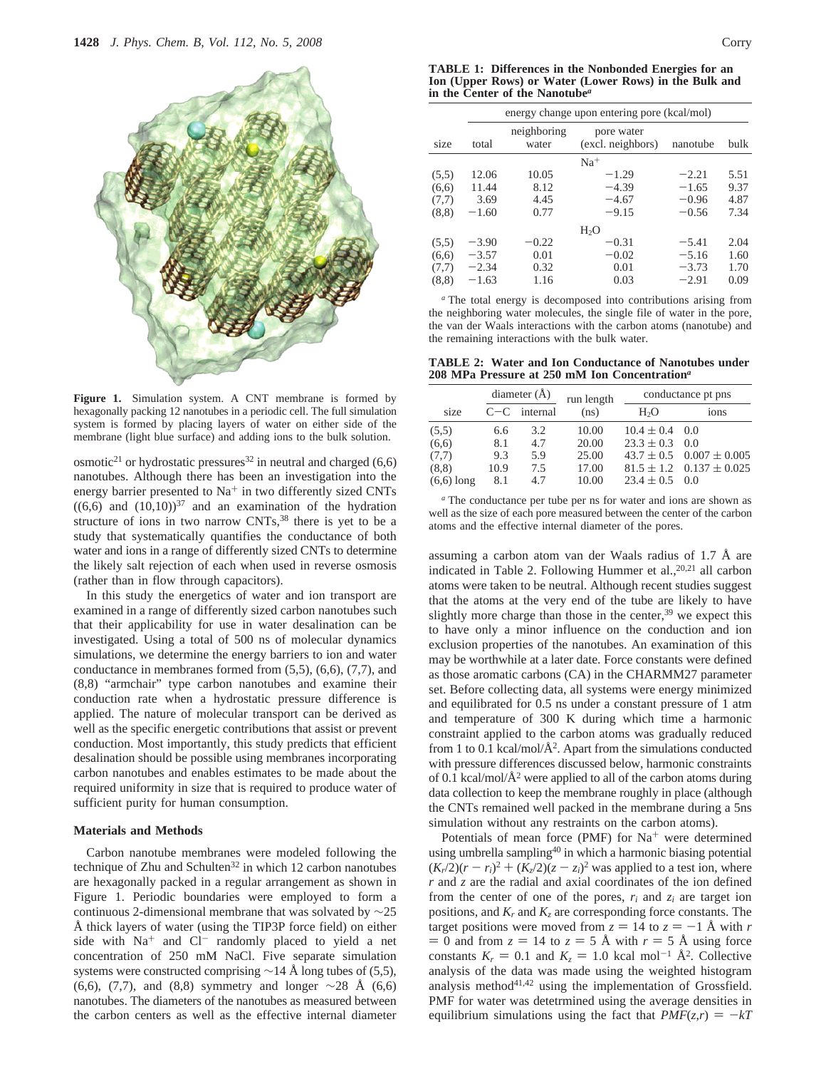**Figure 1.** Simulation system. A CNT membrane is formed by hexagonally packing 12 nanotubes in a periodic cell. The full simulation system is formed by placing layers of water on either side of the membrane (light blue surface) and adding ions to the bulk solution.

osmotic[21] or hydrostatic pressures[32] in neutral and charged (6,6) nanotubes. Although there has been an investigation into the energy barrier presented to $Na^+$ in two differently sized CNTs ((6,6) and (10,10))[37] and an examination of the hydration structure of ions in two narrow CNTs,[38] there is yet to be a study that systematically quantifies the conductance of both water and ions in a range of differently sized CNTs to determine the likely salt rejection of each when used in reverse osmosis (rather than in flow through capacitors).

In this study the energetics of water and ion transport are examined in a range of differently sized carbon nanotubes such that their applicability for use in water desalination can be investigated. Using a total of 500 ns of molecular dynamics simulations, we determine the energy barriers to ion and water conductance in membranes formed from (5,5), (6,6), (7,7), and (8,8) "armchair" type carbon nanotubes and examine their conduction rate when a hydrostatic pressure difference is applied. The nature of molecular transport can be derived as well as the specific energetic contributions that assist or prevent conduction. Most importantly, this study predicts that efficient desalination should be possible using membranes incorporating carbon nanotubes and enables estimates to be made about the required uniformity in size that is required to produce water of sufficient purity for human consumption.

## Materials and Methods

Carbon nanotube membranes were modeled following the technique of Zhu and Schulten[32] in which 12 carbon nanotubes are hexagonally packed in a regular arrangement as shown in Figure 1. Periodic boundaries were employed to form a continuous 2-dimensional membrane that was solvated by ~25 Å thick layers of water (using the TIP3P force field) on either side with $Na^+$ and $Cl^-$ randomly placed to yield a net concentration of 250 mM NaCl. Five separate simulation systems were constructed comprising ~14 Å long tubes of (5,5), (6,6), (7,7), and (8,8) symmetry and longer ~28 Å (6,6) nanotubes. The diameters of the nanotubes as measured between the carbon centers as well as the effective internal diameter

**TABLE 1: Differences in the Nonbonded Energies for an Ion (Upper Rows) or Water (Lower Rows) in the Bulk and in the Center of the Nanotube[a]**

| | energy change upon entering pore (kcal/mol) | | | | |
|---|---|---|---|---|---|
| size | total | neighboring water | pore water (excl. neighbors) | nanotube | bulk |
| | | | $Na^+$ | | |
| (5,5) | 12.06 | 10.05 | −1.29 | −2.21 | 5.51 |
| (6,6) | 11.44 | 8.12 | −4.39 | −1.65 | 9.37 |
| (7,7) | 3.69 | 4.45 | −4.67 | −0.96 | 4.87 |
| (8,8) | −1.60 | 0.77 | −9.15 | −0.56 | 7.34 |
| | | | $H_2O$ | | |
| (5,5) | −3.90 | −0.22 | −0.31 | −5.41 | 2.04 |
| (6,6) | −3.57 | 0.01 | −0.02 | −5.16 | 1.60 |
| (7,7) | −2.34 | 0.32 | 0.01 | −3.73 | 1.70 |
| (8,8) | −1.63 | 1.16 | 0.03 | −2.91 | 0.09 |

[a] The total energy is decomposed into contributions arising from the neighboring water molecules, the single file of water in the pore, the van der Waals interactions with the carbon atoms (nanotube) and the remaining interactions with the bulk water.

**TABLE 2: Water and Ion Conductance of Nanotubes under 208 MPa Pressure at 250 mM Ion Concentration[a]**

| | diameter (Å) | | run length | conductance pt pns | |
|---|---|---|---|---|---|
| size | C−C | internal | (ns) | $H_2O$ | ions |
| (5,5) | 6.6 | 3.2 | 10.00 | 10.4 ± 0.4 | 0.0 |
| (6,6) | 8.1 | 4.7 | 20.00 | 23.3 ± 0.3 | 0.0 |
| (7,7) | 9.3 | 5.9 | 25.00 | 43.7 ± 0.5 | 0.007 ± 0.005 |
| (8,8) | 10.9 | 7.5 | 17.00 | 81.5 ± 1.2 | 0.137 ± 0.025 |
| (6,6) long | 8.1 | 4.7 | 10.00 | 23.4 ± 0.5 | 0.0 |

[a] The conductance per tube per ns for water and ions are shown as well as the size of each pore measured between the center of the carbon atoms and the effective internal diameter of the pores.

assuming a carbon atom van der Waals radius of 1.7 Å are indicated in Table 2. Following Hummer et al.,[20,21] all carbon atoms were taken to be neutral. Although recent studies suggest that the atoms at the very end of the tube are likely to have slightly more charge than those in the center,[39] we expect this to have only a minor influence on the conduction and ion exclusion properties of the nanotubes. An examination of this may be worthwhile at a later date. Force constants were defined as those aromatic carbons (CA) in the CHARMM27 parameter set. Before collecting data, all systems were energy minimized and equilibrated for 0.5 ns under a constant pressure of 1 atm and temperature of 300 K during which time a harmonic constraint applied to the carbon atoms was gradually reduced from 1 to 0.1 kcal/mol/Å$^2$. Apart from the simulations conducted with pressure differences discussed below, harmonic constraints of 0.1 kcal/mol/Å$^2$ were applied to all of the carbon atoms during data collection to keep the membrane roughly in place (although the CNTs remained well packed in the membrane during a 5ns simulation without any restraints on the carbon atoms).

Potentials of mean force (PMF) for $Na^+$ were determined using umbrella sampling[40] in which a harmonic biasing potential $(K_r/2)(r - r_i)^2 + (K_z/2)(z - z_i)^2$ was applied to a test ion, where $r$ and $z$ are the radial and axial coordinates of the ion defined from the center of one of the pores, $r_i$ and $z_i$ are target ion positions, and $K_r$ and $K_z$ are corresponding force constants. The target positions were moved from $z = 14$ to $z = -1$ Å with $r = 0$ and from $z = 14$ to $z = 5$ Å with $r = 5$ Å using force constants $K_r = 0.1$ and $K_z = 1.0$ kcal mol$^{-1}$ Å$^2$. Collective analysis of the data was made using the weighted histogram analysis method[41,42] using the implementation of Grossfield. PMF for water was detetrmined using the average densities in equilibrium simulations using the fact that $PMF(z,r) = -kT$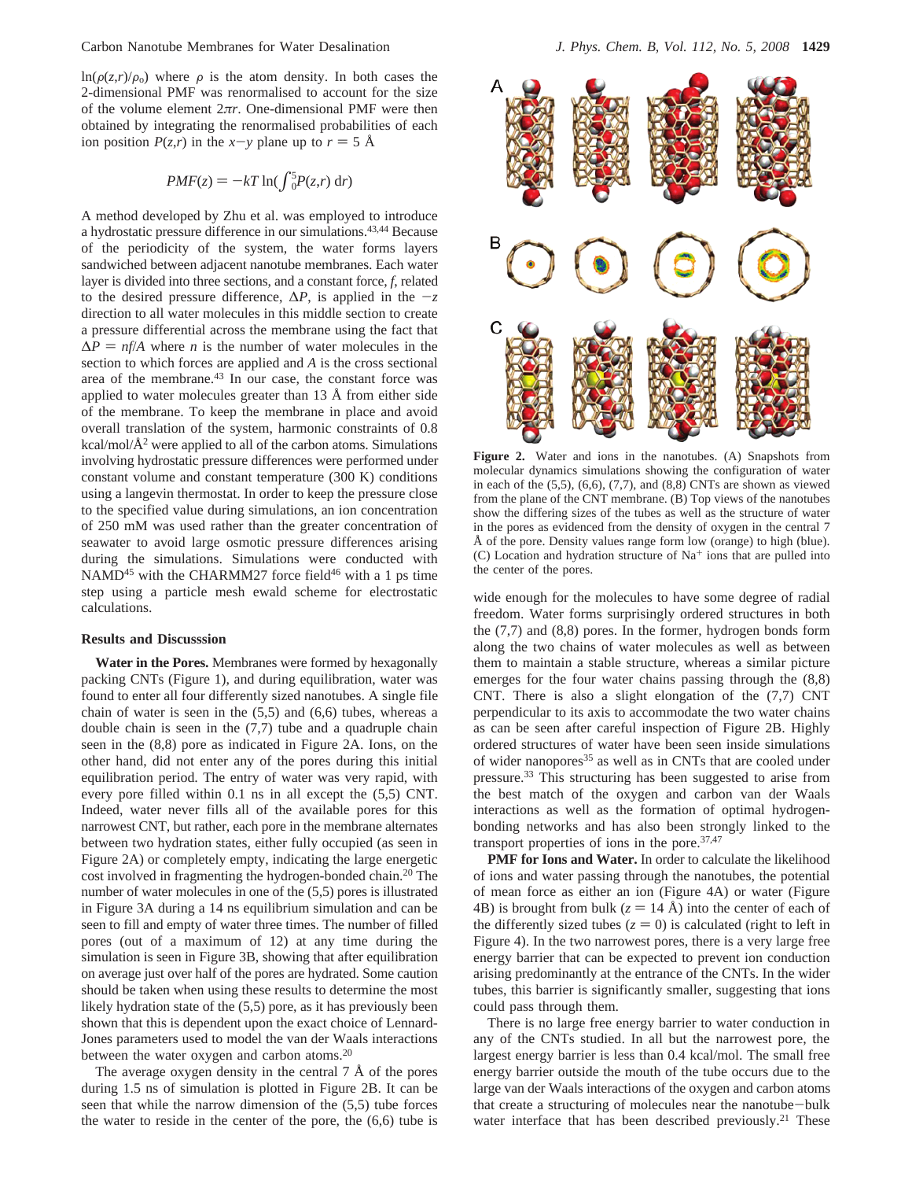$\ln(\rho(z,r)/\rho_o)$ where $\rho$ is the atom density. In both cases the 2-dimensional PMF was renormalised to account for the size of the volume element $2\pi r$. One-dimensional PMF were then obtained by integrating the renormalised probabilities of each ion position $P(z,r)$ in the $x-y$ plane up to $r = 5$ Å

$$PMF(z) = -kT \ln(\int_0^5 P(z,r)\, dr)$$

A method developed by Zhu et al. was employed to introduce a hydrostatic pressure difference in our simulations.[43,44] Because of the periodicity of the system, the water forms layers sandwiched between adjacent nanotube membranes. Each water layer is divided into three sections, and a constant force, $f$, related to the desired pressure difference, $\Delta P$, is applied in the $-z$ direction to all water molecules in this middle section to create a pressure differential across the membrane using the fact that $\Delta P = nf/A$ where $n$ is the number of water molecules in the section to which forces are applied and $A$ is the cross sectional area of the membrane.[43] In our case, the constant force was applied to water molecules greater than 13 Å from either side of the membrane. To keep the membrane in place and avoid overall translation of the system, harmonic constraints of 0.8 kcal/mol/Å$^2$ were applied to all of the carbon atoms. Simulations involving hydrostatic pressure differences were performed under constant volume and constant temperature (300 K) conditions using a langevin thermostat. In order to keep the pressure close to the specified value during simulations, an ion concentration of 250 mM was used rather than the greater concentration of seawater to avoid large osmotic pressure differences arising during the simulations. Simulations were conducted with NAMD[45] with the CHARMM27 force field[46] with a 1 ps time step using a particle mesh ewald scheme for electrostatic calculations.

## Results and Discusssion

**Water in the Pores.** Membranes were formed by hexagonally packing CNTs (Figure 1), and during equilibration, water was found to enter all four differently sized nanotubes. A single file chain of water is seen in the (5,5) and (6,6) tubes, whereas a double chain is seen in the (7,7) tube and a quadruple chain seen in the (8,8) pore as indicated in Figure 2A. Ions, on the other hand, did not enter any of the pores during this initial equilibration period. The entry of water was very rapid, with every pore filled within 0.1 ns in all except the (5,5) CNT. Indeed, water never fills all of the available pores for this narrowest CNT, but rather, each pore in the membrane alternates between two hydration states, either fully occupied (as seen in Figure 2A) or completely empty, indicating the large energetic cost involved in fragmenting the hydrogen-bonded chain.[20] The number of water molecules in one of the (5,5) pores is illustrated in Figure 3A during a 14 ns equilibrium simulation and can be seen to fill and empty of water three times. The number of filled pores (out of a maximum of 12) at any time during the simulation is seen in Figure 3B, showing that after equilibration on average just over half of the pores are hydrated. Some caution should be taken when using these results to determine the most likely hydration state of the (5,5) pore, as it has previously been shown that this is dependent upon the exact choice of Lennard-Jones parameters used to model the van der Waals interactions between the water oxygen and carbon atoms.[20]

The average oxygen density in the central 7 Å of the pores during 1.5 ns of simulation is plotted in Figure 2B. It can be seen that while the narrow dimension of the (5,5) tube forces the water to reside in the center of the pore, the (6,6) tube is wide enough for the molecules to have some degree of radial freedom. Water forms surprisingly ordered structures in both the (7,7) and (8,8) pores. In the former, hydrogen bonds form along the two chains of water molecules as well as between them to maintain a stable structure, whereas a similar picture emerges for the four water chains passing through the (8,8) CNT. There is also a slight elongation of the (7,7) CNT perpendicular to its axis to accommodate the two water chains as can be seen after careful inspection of Figure 2B. Highly ordered structures of water have been seen inside simulations of wider nanopores[35] as well as in CNTs that are cooled under pressure.[33] This structuring has been suggested to arise from the best match of the oxygen and carbon van der Waals interactions as well as the formation of optimal hydrogen-bonding networks and has also been strongly linked to the transport properties of ions in the pore.[37,47]

**Figure 2.** Water and ions in the nanotubes. (A) Snapshots from molecular dynamics simulations showing the configuration of water in each of the (5,5), (6,6), (7,7), and (8,8) CNTs are shown as viewed from the plane of the CNT membrane. (B) Top views of the nanotubes show the differing sizes of the tubes as well as the structure of water in the pores as evidenced from the density of oxygen in the central 7 Å of the pore. Density values range form low (orange) to high (blue). (C) Location and hydration structure of $Na^+$ ions that are pulled into the center of the pores.

**PMF for Ions and Water.** In order to calculate the likelihood of ions and water passing through the nanotubes, the potential of mean force as either an ion (Figure 4A) or water (Figure 4B) is brought from bulk ($z = 14$ Å) into the center of each of the differently sized tubes ($z = 0$) is calculated (right to left in Figure 4). In the two narrowest pores, there is a very large free energy barrier that can be expected to prevent ion conduction arising predominantly at the entrance of the CNTs. In the wider tubes, this barrier is significantly smaller, suggesting that ions could pass through them.

There is no large free energy barrier to water conduction in any of the CNTs studied. In all but the narrowest pore, the largest energy barrier is less than 0.4 kcal/mol. The small free energy barrier outside the mouth of the tube occurs due to the large van der Waals interactions of the oxygen and carbon atoms that create a structuring of molecules near the nanotube−bulk water interface that has been described previously.[21] These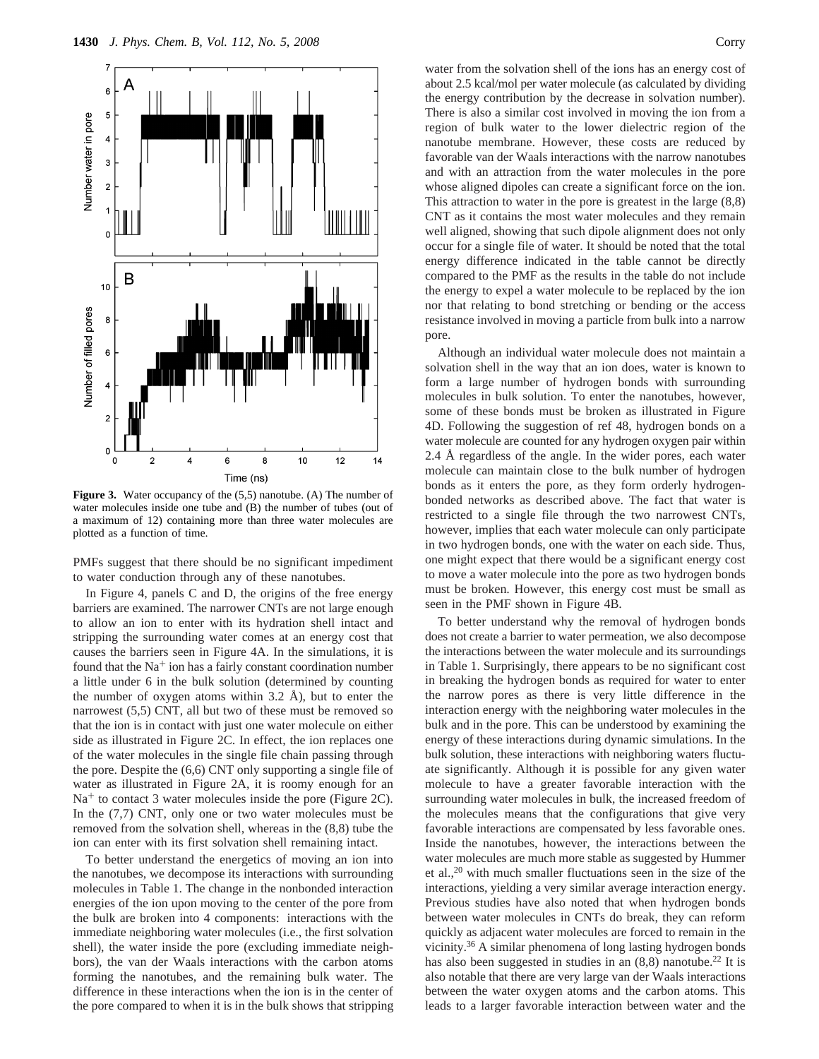**Figure 3.** Water occupancy of the (5,5) nanotube. (A) The number of water molecules inside one tube and (B) the number of tubes (out of a maximum of 12) containing more than three water molecules are plotted as a function of time.

PMFs suggest that there should be no significant impediment to water conduction through any of these nanotubes.

In Figure 4, panels C and D, the origins of the free energy barriers are examined. The narrower CNTs are not large enough to allow an ion to enter with its hydration shell intact and stripping the surrounding water comes at an energy cost that causes the barriers seen in Figure 4A. In the simulations, it is found that the $Na^+$ ion has a fairly constant coordination number a little under 6 in the bulk solution (determined by counting the number of oxygen atoms within 3.2 Å), but to enter the narrowest (5,5) CNT, all but two of these must be removed so that the ion is in contact with just one water molecule on either side as illustrated in Figure 2C. In effect, the ion replaces one of the water molecules in the single file chain passing through the pore. Despite the (6,6) CNT only supporting a single file of water as illustrated in Figure 2A, it is roomy enough for an $Na^+$ to contact 3 water molecules inside the pore (Figure 2C). In the (7,7) CNT, only one or two water molecules must be removed from the solvation shell, whereas in the (8,8) tube the ion can enter with its first solvation shell remaining intact.

To better understand the energetics of moving an ion into the nanotubes, we decompose its interactions with surrounding molecules in Table 1. The change in the nonbonded interaction energies of the ion upon moving to the center of the pore from the bulk are broken into 4 components: interactions with the immediate neighboring water molecules (i.e., the first solvation shell), the water inside the pore (excluding immediate neighbors), the van der Waals interactions with the carbon atoms forming the nanotubes, and the remaining bulk water. The difference in these interactions when the ion is in the center of the pore compared to when it is in the bulk shows that stripping water from the solvation shell of the ions has an energy cost of about 2.5 kcal/mol per water molecule (as calculated by dividing the energy contribution by the decrease in solvation number). There is also a similar cost involved in moving the ion from a region of bulk water to the lower dielectric region of the nanotube membrane. However, these costs are reduced by favorable van der Waals interactions with the narrow nanotubes and with an attraction from the water molecules in the pore whose aligned dipoles can create a significant force on the ion. This attraction to water in the pore is greatest in the large (8,8) CNT as it contains the most water molecules and they remain well aligned, showing that such dipole alignment does not only occur for a single file of water. It should be noted that the total energy difference indicated in the table cannot be directly compared to the PMF as the results in the table do not include the energy to expel a water molecule to be replaced by the ion nor that relating to bond stretching or bending or the access resistance involved in moving a particle from bulk into a narrow pore.

Although an individual water molecule does not maintain a solvation shell in the way that an ion does, water is known to form a large number of hydrogen bonds with surrounding molecules in bulk solution. To enter the nanotubes, however, some of these bonds must be broken as illustrated in Figure 4D. Following the suggestion of ref 48, hydrogen bonds on a water molecule are counted for any hydrogen oxygen pair within 2.4 Å regardless of the angle. In the wider pores, each water molecule can maintain close to the bulk number of hydrogen bonds as it enters the pore, as they form orderly hydrogen-bonded networks as described above. The fact that water is restricted to a single file through the two narrowest CNTs, however, implies that each water molecule can only participate in two hydrogen bonds, one with the water on each side. Thus, one might expect that there would be a significant energy cost to move a water molecule into the pore as two hydrogen bonds must be broken. However, this energy cost must be small as seen in the PMF shown in Figure 4B.

To better understand why the removal of hydrogen bonds does not create a barrier to water permeation, we also decompose the interactions between the water molecule and its surroundings in Table 1. Surprisingly, there appears to be no significant cost in breaking the hydrogen bonds as required for water to enter the narrow pores as there is very little difference in the interaction energy with the neighboring water molecules in the bulk and in the pore. This can be understood by examining the energy of these interactions during dynamic simulations. In the bulk solution, these interactions with neighboring waters fluctuate significantly. Although it is possible for any given water molecule to have a greater favorable interaction with the surrounding water molecules in bulk, the increased freedom of the molecules means that the configurations that give very favorable interactions are compensated by less favorable ones. Inside the nanotubes, however, the interactions between the water molecules are much more stable as suggested by Hummer et al.,[20] with much smaller fluctuations seen in the size of the interactions, yielding a very similar average interaction energy. Previous studies have also noted that when hydrogen bonds between water molecules in CNTs do break, they can reform quickly as adjacent water molecules are forced to remain in the vicinity.[36] A similar phenomena of long lasting hydrogen bonds has also been suggested in studies in an (8,8) nanotube.[22] It is also notable that there are very large van der Waals interactions between the water oxygen atoms and the carbon atoms. This leads to a larger favorable interaction between water and the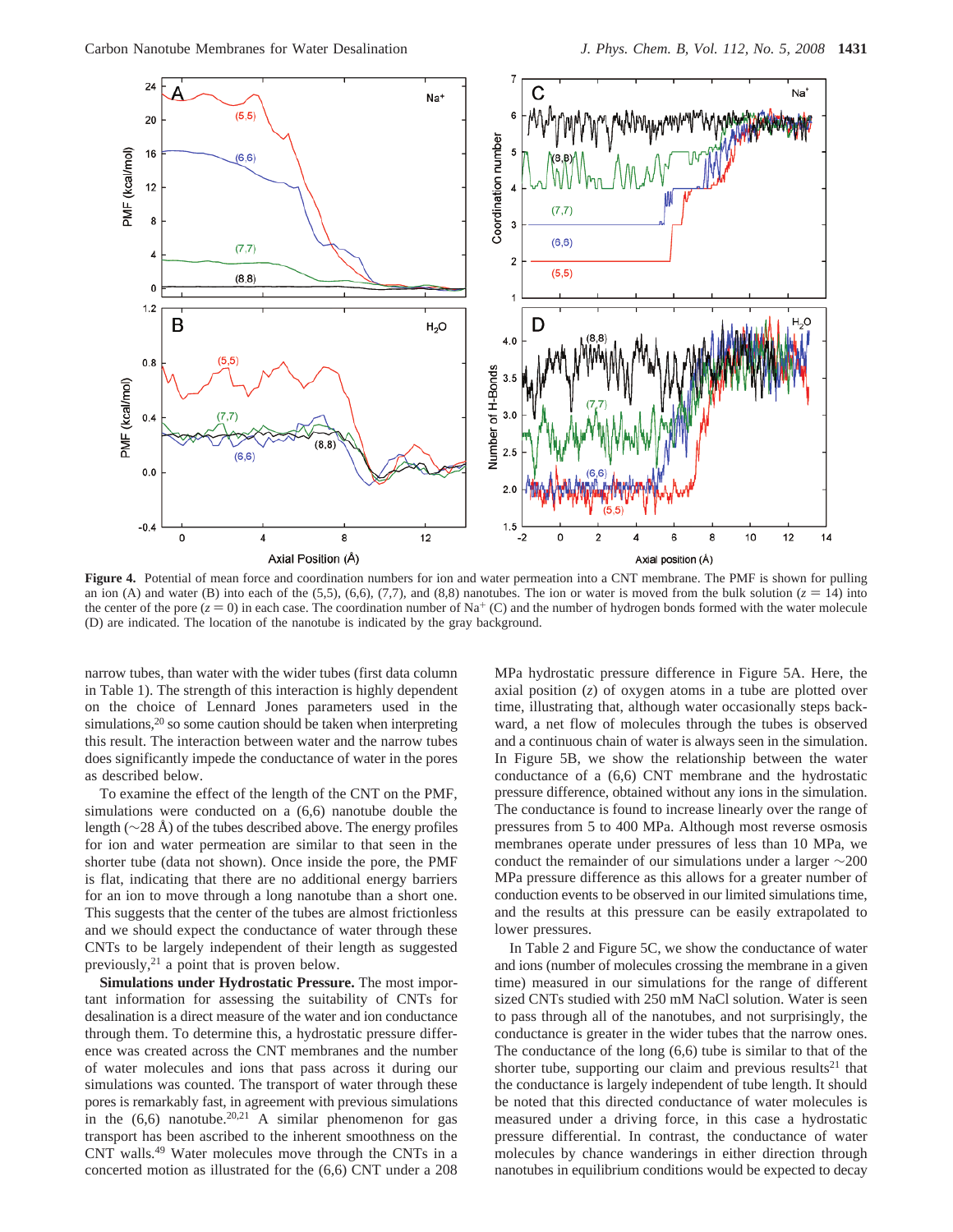**Figure 4.** Potential of mean force and coordination numbers for ion and water permeation into a CNT membrane. The PMF is shown for pulling an ion (A) and water (B) into each of the (5,5), (6,6), (7,7), and (8,8) nanotubes. The ion or water is moved from the bulk solution ($z = 14$) into the center of the pore ($z = 0$) in each case. The coordination number of $Na^+$ (C) and the number of hydrogen bonds formed with the water molecule (D) are indicated. The location of the nanotube is indicated by the gray background.

narrow tubes, than water with the wider tubes (first data column in Table 1). The strength of this interaction is highly dependent on the choice of Lennard Jones parameters used in the simulations,[20] so some caution should be taken when interpreting this result. The interaction between water and the narrow tubes does significantly impede the conductance of water in the pores as described below.

To examine the effect of the length of the CNT on the PMF, simulations were conducted on a (6,6) nanotube double the length (~28 Å) of the tubes described above. The energy profiles for ion and water permeation are similar to that seen in the shorter tube (data not shown). Once inside the pore, the PMF is flat, indicating that there are no additional energy barriers for an ion to move through a long nanotube than a short one. This suggests that the center of the tubes are almost frictionless and we should expect the conductance of water through these CNTs to be largely independent of their length as suggested previously,[21] a point that is proven below.

**Simulations under Hydrostatic Pressure.** The most important information for assessing the suitability of CNTs for desalination is a direct measure of the water and ion conductance through them. To determine this, a hydrostatic pressure difference was created across the CNT membranes and the number of water molecules and ions that pass across it during our simulations was counted. The transport of water through these pores is remarkably fast, in agreement with previous simulations in the (6,6) nanotube.[20,21] A similar phenomenon for gas transport has been ascribed to the inherent smoothness on the CNT walls.[49] Water molecules move through the CNTs in a concerted motion as illustrated for the (6,6) CNT under a 208 MPa hydrostatic pressure difference in Figure 5A. Here, the axial position ($z$) of oxygen atoms in a tube are plotted over time, illustrating that, although water occasionally steps backward, a net flow of molecules through the tubes is observed and a continuous chain of water is always seen in the simulation. In Figure 5B, we show the relationship between the water conductance of a (6,6) CNT membrane and the hydrostatic pressure difference, obtained without any ions in the simulation. The conductance is found to increase linearly over the range of pressures from 5 to 400 MPa. Although most reverse osmosis membranes operate under pressures of less than 10 MPa, we conduct the remainder of our simulations under a larger ~200 MPa pressure difference as this allows for a greater number of conduction events to be observed in our limited simulations time, and the results at this pressure can be easily extrapolated to lower pressures.

In Table 2 and Figure 5C, we show the conductance of water and ions (number of molecules crossing the membrane in a given time) measured in our simulations for the range of different sized CNTs studied with 250 mM NaCl solution. Water is seen to pass through all of the nanotubes, and not surprisingly, the conductance is greater in the wider tubes that the narrow ones. The conductance of the long (6,6) tube is similar to that of the shorter tube, supporting our claim and previous results[21] that the conductance is largely independent of tube length. It should be noted that this directed conductance of water molecules is measured under a driving force, in this case a hydrostatic pressure differential. In contrast, the conductance of water molecules by chance wanderings in either direction through nanotubes in equilibrium conditions would be expected to decay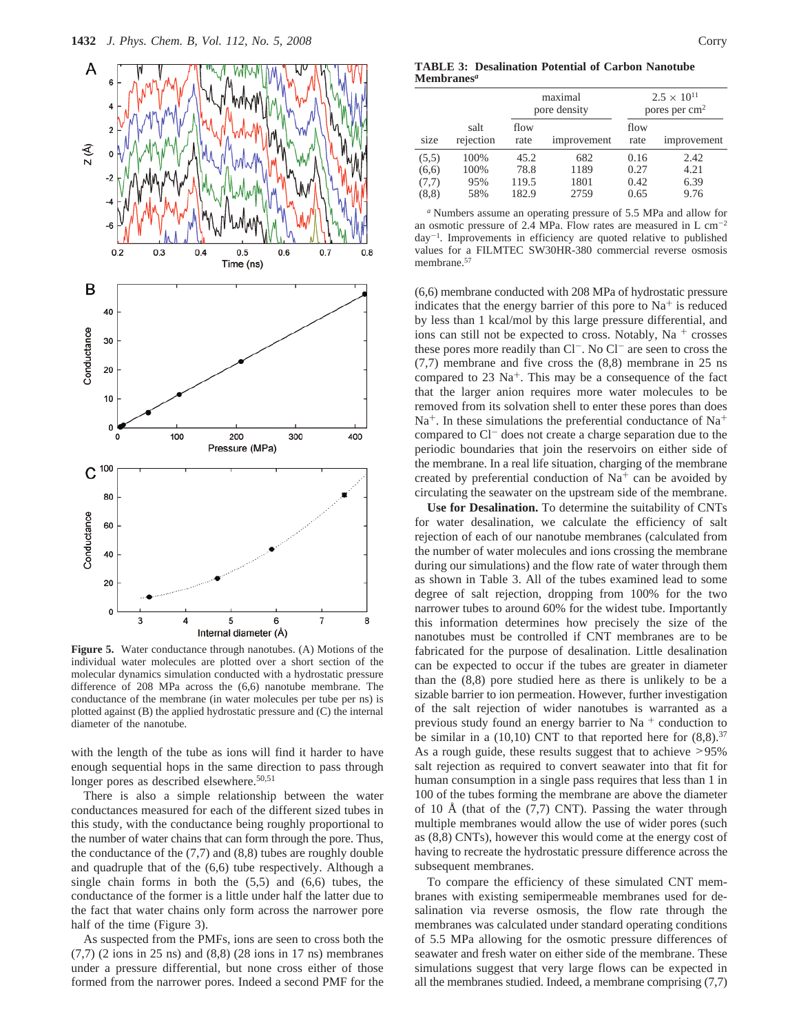Figure 5. Water conductance through nanotubes. (A) Motions of the individual water molecules are plotted over a short section of the molecular dynamics simulation conducted with a hydrostatic pressure difference of 208 MPa across the (6,6) nanotube membrane. The conductance of the membrane (in water molecules per tube per ns) is plotted against (B) the applied hydrostatic pressure and (C) the internal diameter of the nanotube.

with the length of the tube as ions will find it harder to have enough sequential hops in the same direction to pass through longer pores as described elsewhere.[50,51]

There is also a simple relationship between the water conductances measured for each of the different sized tubes in this study, with the conductance being roughly proportional to the number of water chains that can form through the pore. Thus, the conductance of the (7,7) and (8,8) tubes are roughly double and quadruple that of the (6,6) tube respectively. Although a single chain forms in both the (5,5) and (6,6) tubes, the conductance of the former is a little under half the latter due to the fact that water chains only form across the narrower pore half of the time (Figure 3).

As suspected from the PMFs, ions are seen to cross both the (7,7) (2 ions in 25 ns) and (8,8) (28 ions in 17 ns) membranes under a pressure differential, but none cross either of those formed from the narrower pores. Indeed a second PMF for the (6,6) membrane conducted with 208 MPa of hydrostatic pressure indicates that the energy barrier of this pore to $Na^+$ is reduced by less than 1 kcal/mol by this large pressure differential, and ions can still not be expected to cross. Notably, $Na^+$ crosses these pores more readily than $Cl^-$. No $Cl^-$ are seen to cross the (7,7) membrane and five cross the (8,8) membrane in 25 ns compared to 23 $Na^+$. This may be a consequence of the fact that the larger anion requires more water molecules to be removed from its solvation shell to enter these pores than does $Na^+$. In these simulations the preferential conductance of $Na^+$ compared to $Cl^-$ does not create a charge separation due to the periodic boundaries that join the reservoirs on either side of the membrane. In a real life situation, charging of the membrane created by preferential conduction of $Na^+$ can be avoided by circulating the seawater on the upstream side of the membrane.

**TABLE 3: Desalination Potential of Carbon Nanotube Membranes[a]**

| | | maximal pore density | | $2.5 \times 10^{11}$ pores per $cm^2$ | |
|---|---|---|---|---|---|
| size | salt rejection | flow rate | improvement | flow rate | improvement |
| (5,5) | 100% | 45.2 | 682 | 0.16 | 2.42 |
| (6,6) | 100% | 78.8 | 1189 | 0.27 | 4.21 |
| (7,7) | 95% | 119.5 | 1801 | 0.42 | 6.39 |
| (8,8) | 58% | 182.9 | 2759 | 0.65 | 9.76 |

[a] Numbers assume an operating pressure of 5.5 MPa and allow for an osmotic pressure of 2.4 MPa. Flow rates are measured in L $cm^{-2}$ $day^{-1}$. Improvements in efficiency are quoted relative to published values for a FILMTEC SW30HR-380 commercial reverse osmosis membrane.[57]

**Use for Desalination.** To determine the suitability of CNTs for water desalination, we calculate the efficiency of salt rejection of each of our nanotube membranes (calculated from the number of water molecules and ions crossing the membrane during our simulations) and the flow rate of water through them as shown in Table 3. All of the tubes examined lead to some degree of salt rejection, dropping from 100% for the two narrower tubes to around 60% for the widest tube. Importantly this information determines how precisely the size of the nanotubes must be controlled if CNT membranes are to be fabricated for the purpose of desalination. Little desalination can be expected to occur if the tubes are greater in diameter than the (8,8) pore studied here as there is unlikely to be a sizable barrier to ion permeation. However, further investigation of the salt rejection of wider nanotubes is warranted as a previous study found an energy barrier to $Na^+$ conduction to be similar in a (10,10) CNT to that reported here for (8,8).[37] As a rough guide, these results suggest that to achieve >95% salt rejection as required to convert seawater into that fit for human consumption in a single pass requires that less than 1 in 100 of the tubes forming the membrane are above the diameter of 10 Å (that of the (7,7) CNT). Passing the water through multiple membranes would allow the use of wider pores (such as (8,8) CNTs), however this would come at the energy cost of having to recreate the hydrostatic pressure difference across the subsequent membranes.

To compare the efficiency of these simulated CNT membranes with existing semipermeable membranes used for desalination via reverse osmosis, the flow rate through the membranes was calculated under standard operating conditions of 5.5 MPa allowing for the osmotic pressure differences of seawater and fresh water on either side of the membrane. These simulations suggest that very large flows can be expected in all the membranes studied. Indeed, a membrane comprising (7,7)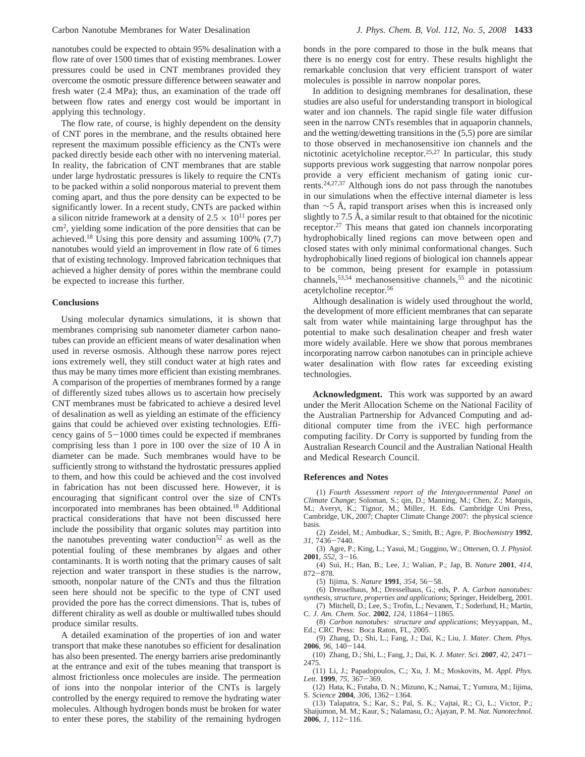nanotubes could be expected to obtain 95% desalination with a flow rate of over 1500 times that of existing membranes. Lower pressures could be used in CNT membranes provided they overcome the osmotic pressure difference between seawater and fresh water (2.4 MPa); thus, an examination of the trade off between flow rates and energy cost would be important in applying this technology.

The flow rate, of course, is highly dependent on the density of CNT pores in the membrane, and the results obtained here represent the maximum possible efficiency as the CNTs were packed directly beside each other with no intervening material. In reality, the fabrication of CNT membranes that are stable under large hydrostatic pressures is likely to require the CNTs to be packed within a solid nonporous material to prevent them coming apart, and thus the pore density can be expected to be significantly lower. In a recent study, CNTs are packed within a silicon nitride framework at a density of $2.5 \times 10^{11}$ pores per $cm^2$, yielding some indication of the pore densities that can be achieved.[18] Using this pore density and assuming 100% (7,7) nanotubes would yield an improvement in flow rate of 6 times that of existing technology. Improved fabrication techniques that achieved a higher density of pores within the membrane could be expected to increase this further.

### Conclusions

Using molecular dynamics simulations, it is shown that membranes comprising sub nanometer diameter carbon nanotubes can provide an efficient means of water desalination when used in reverse osmosis. Although these narrow pores reject ions extremely well, they still conduct water at high rates and thus may be many times more efficient than existing membranes. A comparison of the properties of membranes formed by a range of differently sized tubes allows us to ascertain how precisely CNT membranes must be fabricated to achieve a desired level of desalination as well as yielding an estimate of the efficiency gains that could be achieved over existing technologies. Efficiency gains of 5−1000 times could be expected if membranes comprising less than 1 pore in 100 over the size of 10 Å in diameter can be made. Such membranes would have to be sufficiently strong to withstand the hydrostatic pressures applied to them, and how this could be achieved and the cost involved in fabrication has not been discussed here. However, it is encouraging that significant control over the size of CNTs incorporated into membranes has been obtained.[18] Additional practical considerations that have not been discussed here include the possibility that organic solutes may partition into the nanotubes preventing water conduction[52] as well as the potential fouling of these membranes by algaes and other contaminants. It is worth noting that the primary causes of salt rejection and water transport in these studies is the narrow, smooth, nonpolar nature of the CNTs and thus the filtration seen here should not be specific to the type of CNT used provided the pore has the correct dimensions. That is, tubes of different chirality as well as double or multiwalled tubes should produce similar results.

A detailed examination of the properties of ion and water transport that make these nanotubes so efficient for desalination has also been presented. The energy barriers arise predominantly at the entrance and exit of the tubes meaning that transport is almost frictionless once molecules are inside. The permeation of ions into the nonpolar interior of the CNTs is largely controlled by the energy required to remove the hydrating water molecules. Although hydrogen bonds must be broken for water to enter these pores, the stability of the remaining hydrogen bonds in the pore compared to those in the bulk means that there is no energy cost for entry. These results highlight the remarkable conclusion that very efficient transport of water molecules is possible in narrow nonpolar pores.

In addition to designing membranes for desalination, these studies are also useful for understanding transport in biological water and ion channels. The rapid single file water diffusion seen in the narrow CNTs resembles that in aquaporin channels, and the wetting/dewetting transitions in the (5,5) pore are similar to those observed in mechanosensitive ion channels and the nictotinic acetylcholine receptor.[25,27] In particular, this study supports previous work suggesting that narrow nonpolar pores provide a very efficient mechanism of gating ionic currents.[24,27,37] Although ions do not pass through the nanotubes in our simulations when the effective internal diameter is less than ∼5 Å, rapid transport arises when this is increased only slightly to 7.5 Å, a similar result to that obtained for the nicotinic receptor.[27] This means that gated ion channels incorporating hydrophobically lined regions can move between open and closed states with only minimal conformational changes. Such hydrophobically lined regions of biological ion channels appear to be common, being present for example in potassium channels,[53,54] mechanosensitive channels,[55] and the nicotinic acetylcholine receptor.[56]

Although desalination is widely used throughout the world, the development of more efficient membranes that can separate salt from water while maintaining large throughput has the potential to make such desalination cheaper and fresh water more widely available. Here we show that porous membranes incorporating narrow carbon nanotubes can in principle achieve water desalination with flow rates far exceeding existing technologies.

**Acknowledgment.** This work was supported by an award under the Merit Allocation Scheme on the National Facility of the Australian Partnership for Advanced Computing and additional computer time from the iVEC high performance computing facility. Dr Corry is supported by funding from the Australian Research Council and the Australian National Health and Medical Research Council.

### References and Notes

(1) *Fourth Assessment report of the Intergovernmental Panel on Climate Change*; Soloman, S.; qin, D.; Manning, M.; Chen, Z.; Marquis, M.; Averyt, K.; Tignor, M.; Miller, H. Eds. Cambridge Uni Press, Cambridge, UK, 2007; Chapter Climate Change 2007: the physical science basis.

(2) Zeidel, M.; Ambudkar, S.; Smith, B.; Agre, P. *Biochemistry* **1992**, *31*, 7436−7440.

(3) Agre, P.; King, L.; Yasui, M.; Guggino, W.; Ottersen, O. *J. Physiol.* **2001**, *552*, 3−16.

(4) Sui, H.; Han, B.; Lee, J.; Walian, P.; Jap, B. *Nature* **2001**, *414*, 872−878.

(5) Iijima, S. *Nature* **1991**, *354*, 56−58.

(6) Dresselhaus, M.; Dresselhaus, G.; eds, P. A. *Carbon nanotubes: synthesis, structure, properties and applications*; Springer, Heidelberg, 2001.

(7) Mitchell, D.; Lee, S.; Trofin, L.; Nevanen, T.; Soderlund, H.; Martin, C. *J. Am. Chem. Soc.* **2002**, *124*, 11864−11865.

(8) *Carbon nanotubes: structure and applications*; Meyyappan, M., Ed.; CRC Press: Boca Raton, FL, 2005.

(9) Zhang, D.; Shi, L.; Fang, J.; Dai, K.; Liu, J. *Mater. Chem. Phys.* **2006**, *96*, 140−144.

(10) Zhang, D.; Shi, L.; Fang, J.; Dai, K. *J. Mater. Sci.* **2007**, *42*, 2471−2475.

(11) Li, J.; Papadopoulos, C.; Xu, J. M.; Moskovits, M. *Appl. Phys. Lett.* **1999**, *75*, 367−369.

(12) Hata, K.; Futaba, D. N.; Mizuno, K.; Namai, T.; Yumura, M.; Iijima, S. *Science* **2004**, *306*, 1362−1364.

(13) Talapatra, S.; Kar, S.; Pal, S. K.; Vajtai, R.; Ci, L.; Victor, P.; Shaijumon, M. M.; Kaur, S.; Nalamasu, O.; Ajayan, P. M. *Nat. Nanotechnol.* **2006**, *1*, 112−116.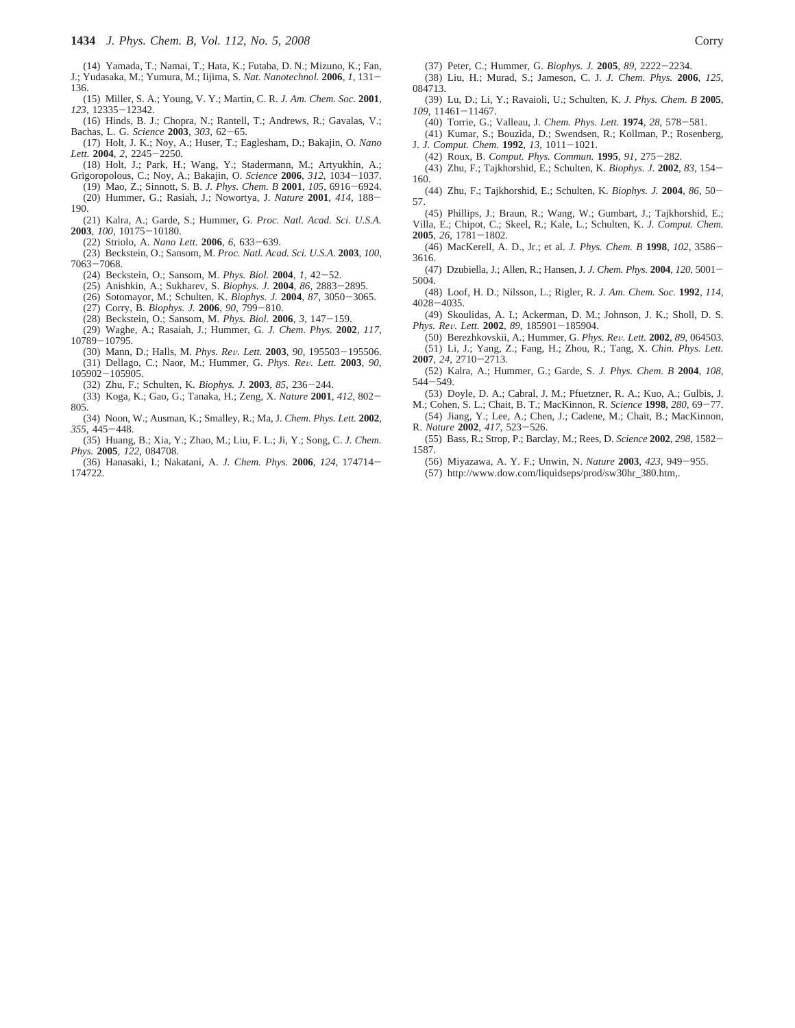(14) Yamada, T.; Namai, T.; Hata, K.; Futaba, D. N.; Mizuno, K.; Fan, J.; Yudasaka, M.; Yumura, M.; Iijima, S. *Nat. Nanotechnol.* **2006**, *1*, 131–136.

(15) Miller, S. A.; Young, V. Y.; Martin, C. R. *J. Am. Chem. Soc.* **2001**, *123*, 12335–12342.

(16) Hinds, B. J.; Chopra, N.; Rantell, T.; Andrews, R.; Gavalas, V.; Bachas, L. G. *Science* **2003**, *303*, 62–65.

(17) Holt, J. K.; Noy, A.; Huser, T.; Eaglesham, D.; Bakajin, O. *Nano Lett.* **2004**, *2*, 2245–2250.

(18) Holt, J.; Park, H.; Wang, Y.; Stadermann, M.; Artyukhin, A.; Grigoropolous, C.; Noy, A.; Bakajin, O. *Science* **2006**, *312*, 1034–1037.

(19) Mao, Z.; Sinnott, S. B. *J. Phys. Chem. B* **2001**, *105*, 6916–6924.

(20) Hummer, G.; Rasiah, J.; Nowortya, J. *Nature* **2001**, *414*, 188–190.

(21) Kalra, A.; Garde, S.; Hummer, G. *Proc. Natl. Acad. Sci. U.S.A.* **2003**, *100*, 10175–10180.

(22) Striolo, A. *Nano Lett.* **2006**, *6*, 633–639.

(23) Beckstein, O.; Sansom, M. *Proc. Natl. Acad. Sci. U.S.A.* **2003**, *100*, 7063–7068.

(24) Beckstein, O.; Sansom, M. *Phys. Biol.* **2004**, *1*, 42–52.

(25) Anishkin, A.; Sukharev, S. *Biophys. J.* **2004**, *86*, 2883–2895.

(26) Sotomayor, M.; Schulten, K. *Biophys. J.* **2004**, *87*, 3050–3065.

(27) Corry, B. *Biophys. J.* **2006**, *90*, 799–810.

(28) Beckstein, O.; Sansom, M. *Phys. Biol.* **2006**, *3*, 147–159.

(29) Waghe, A.; Rasaiah, J.; Hummer, G. *J. Chem. Phys.* **2002**, *117*, 10789–10795.

(30) Mann, D.; Halls, M. *Phys. Rev. Lett.* **2003**, *90*, 195503–195506.

(31) Dellago, C.; Naor, M.; Hummer, G. *Phys. Rev. Lett.* **2003**, *90*, 105902–105905.

(32) Zhu, F.; Schulten, K. *Biophys. J.* **2003**, *85*, 236–244.

(33) Koga, K.; Gao, G.; Tanaka, H.; Zeng, X. *Nature* **2001**, *412*, 802–805.

(34) Noon, W.; Ausman, K.; Smalley, R.; Ma, J. *Chem. Phys. Lett.* **2002**, *355*, 445–448.

(35) Huang, B.; Xia, Y.; Zhao, M.; Liu, F. L.; Ji, Y.; Song, C. *J. Chem. Phys.* **2005**, *122*, 084708.

(36) Hanasaki, I.; Nakatani, A. *J. Chem. Phys.* **2006**, *124*, 174714–174722.

(37) Peter, C.; Hummer, G. *Biophys. J.* **2005**, *89*, 2222–2234.

(38) Liu, H.; Murad, S.; Jameson, C. J. *J. Chem. Phys.* **2006**, *125*, 084713.

(39) Lu, D.; Li, Y.; Ravaioli, U.; Schulten, K. *J. Phys. Chem. B* **2005**, *109*, 11461–11467.

(40) Torrie, G.; Valleau, J. *Chem. Phys. Lett.* **1974**, *28*, 578–581.

(41) Kumar, S.; Bouzida, D.; Swendsen, R.; Kollman, P.; Rosenberg, J. *J. Comput. Chem.* **1992**, *13*, 1011–1021.

(42) Roux, B. *Comput. Phys. Commun.* **1995**, *91*, 275–282.

(43) Zhu, F.; Tajkhorshid, E.; Schulten, K. *Biophys. J.* **2002**, *83*, 154–160.

(44) Zhu, F.; Tajkhorshid, E.; Schulten, K. *Biophys. J.* **2004**, *86*, 50–57.

(45) Phillips, J.; Braun, R.; Wang, W.; Gumbart, J.; Tajkhorshid, E.; Villa, E.; Chipot, C.; Skeel, R.; Kale, L.; Schulten, K. *J. Comput. Chem.* **2005**, *26*, 1781–1802.

(46) MacKerell, A. D., Jr.; et al. *J. Phys. Chem. B* **1998**, *102*, 3586–3616.

(47) Dzubiella, J.; Allen, R.; Hansen, J. *J. Chem. Phys.* **2004**, *120*, 5001–5004.

(48) Loof, H. D.; Nilsson, L.; Rigler, R. *J. Am. Chem. Soc.* **1992**, *114*, 4028–4035.

(49) Skoulidas, A. I.; Ackerman, D. M.; Johnson, J. K.; Sholl, D. S. *Phys. Rev. Lett.* **2002**, *89*, 185901–185904.

(50) Berezhkovskii, A.; Hummer, G. *Phys. Rev. Lett.* **2002**, *89*, 064503.

(51) Li, J.; Yang, Z.; Fang, H.; Zhou, R.; Tang, X. *Chin. Phys. Lett.* **2007**, *24*, 2710–2713.

(52) Kalra, A.; Hummer, G.; Garde, S. *J. Phys. Chem. B* **2004**, *108*, 544–549.

(53) Doyle, D. A.; Cabral, J. M.; Pfuetzner, R. A.; Kuo, A.; Gulbis, J. M.; Cohen, S. L.; Chait, B. T.; MacKinnon, R. *Science* **1998**, *280*, 69–77.

(54) Jiang, Y.; Lee, A.; Chen, J.; Cadene, M.; Chait, B.; MacKinnon, R. *Nature* **2002**, *417*, 523–526.

(55) Bass, R.; Strop, P.; Barclay, M.; Rees, D. *Science* **2002**, *298*, 1582–1587.

(56) Miyazawa, A. Y. F.; Unwin, N. *Nature* **2003**, *423*, 949–955.

(57) http://www.dow.com/liquidseps/prod/sw30hr_380.htm,.